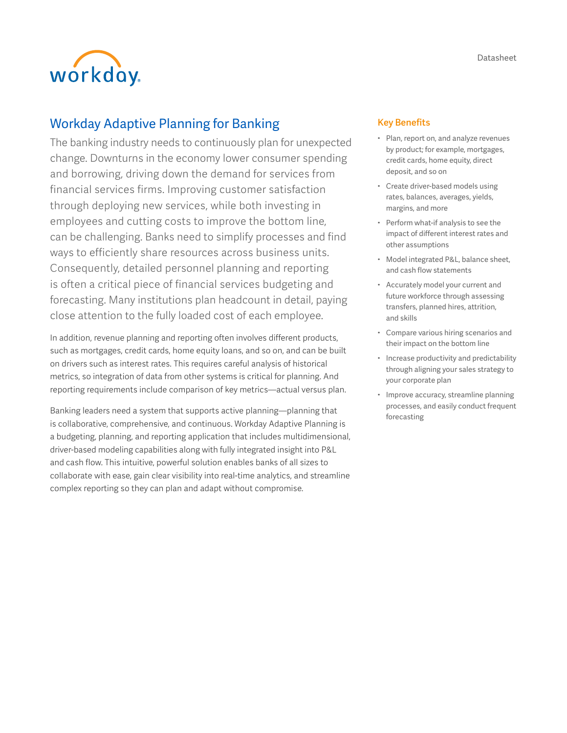Datasheet

# Workday Adaptive Planning for Banking

The banking industry needs to continuously plan for unexpected change. Downturns in the economy lower consumer spending and borrowing, driving down the demand for services from financial services firms. Improving customer satisfaction through deploying new services, while both investing in employees and cutting costs to improve the bottom line, can be challenging. Banks need to simplify processes and find ways to efficiently share resources across business units. Consequently, detailed personnel planning and reporting is often a critical piece of financial services budgeting and forecasting. Many institutions plan headcount in detail, paying close attention to the fully loaded cost of each employee.

In addition, revenue planning and reporting often involves different products, such as mortgages, credit cards, home equity loans, and so on, and can be built on drivers such as interest rates. This requires careful analysis of historical metrics, so integration of data from other systems is critical for planning. And reporting requirements include comparison of key metrics—actual versus plan.

Banking leaders need a system that supports active planning—planning that is collaborative, comprehensive, and continuous. Workday Adaptive Planning is a budgeting, planning, and reporting application that includes multidimensional, driver-based modeling capabilities along with fully integrated insight into P&L and cash flow. This intuitive, powerful solution enables banks of all sizes to collaborate with ease, gain clear visibility into real-time analytics, and streamline complex reporting so they can plan and adapt without compromise.

## Key Benefits

- Plan, report on, and analyze revenues by product; for example, mortgages, credit cards, home equity, direct deposit, and so on
- Create driver-based models using rates, balances, averages, yields, margins, and more
- Perform what-if analysis to see the impact of different interest rates and other assumptions
- Model integrated P&L, balance sheet, and cash flow statements
- Accurately model your current and future workforce through assessing transfers, planned hires, attrition, and skills
- Compare various hiring scenarios and their impact on the bottom line
- Increase productivity and predictability through aligning your sales strategy to your corporate plan
- Improve accuracy, streamline planning processes, and easily conduct frequent forecasting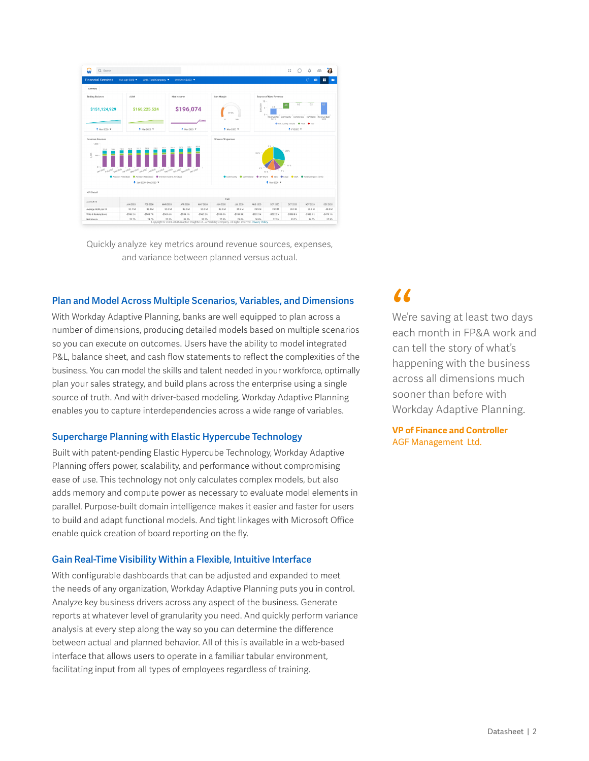Quickly analyze key metrics around revenue sources, expenses, and variance between planned versus actual.

## Plan and Model Across Multiple Scenarios, Variables, and Dimensions

With Workday Adaptive Planning, banks are well equipped to plan across a number of dimensions, producing detailed models based on multiple scenarios so you can execute on outcomes. Users have the ability to model integrated P&L, balance sheet, and cash flow statements to reflect the complexities of the business. You can model the skills and talent needed in your workforce, optimally plan your sales strategy, and build plans across the enterprise using a single source of truth. And with driver-based modeling, Workday Adaptive Planning enables you to capture interdependencies across a wide range of variables.

## Supercharge Planning with Elastic Hypercube Technology

Built with patent-pending Elastic Hypercube Technology, Workday Adaptive Planning offers power, scalability, and performance without compromising ease of use. This technology not only calculates complex models, but also adds memory and compute power as necessary to evaluate model elements in parallel. Purpose-built domain intelligence makes it easier and faster for users to build and adapt functional models. And tight linkages with Microsoft Office enable quick creation of board reporting on the fly.

## Gain Real-Time Visibility Within a Flexible, Intuitive Interface

With configurable dashboards that can be adjusted and expanded to meet the needs of any organization, Workday Adaptive Planning puts you in control. Analyze key business drivers across any aspect of the business. Generate reports at whatever level of granularity you need. And quickly perform variance analysis at every step along the way so you can determine the difference between actual and planned behavior. All of this is available in a web-based interface that allows users to operate in a familiar tabular environment, facilitating input from all types of employees regardless of training.

> “We’re saving at least two days each month in FP&A work and can tell the story of what’s happening with the business across all dimensions much sooner than before with Workday Adaptive Planning.
>
> **VP of Finance and Controller**
> AGF Management Ltd.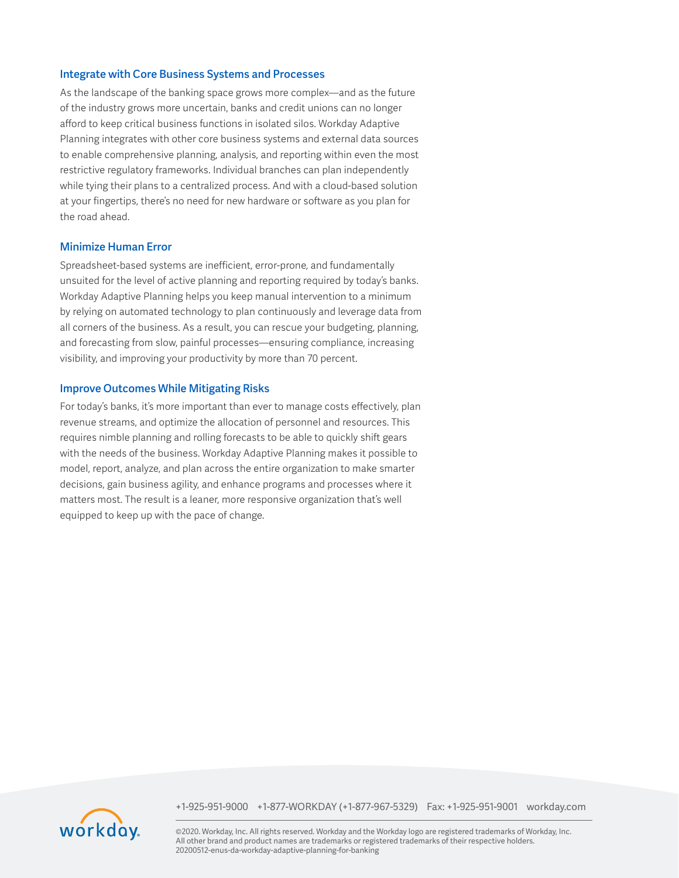### Integrate with Core Business Systems and Processes

As the landscape of the banking space grows more complex—and as the future of the industry grows more uncertain, banks and credit unions can no longer afford to keep critical business functions in isolated silos. Workday Adaptive Planning integrates with other core business systems and external data sources to enable comprehensive planning, analysis, and reporting within even the most restrictive regulatory frameworks. Individual branches can plan independently while tying their plans to a centralized process. And with a cloud-based solution at your fingertips, there's no need for new hardware or software as you plan for the road ahead.

### Minimize Human Error

Spreadsheet-based systems are inefficient, error-prone, and fundamentally unsuited for the level of active planning and reporting required by today's banks. Workday Adaptive Planning helps you keep manual intervention to a minimum by relying on automated technology to plan continuously and leverage data from all corners of the business. As a result, you can rescue your budgeting, planning, and forecasting from slow, painful processes—ensuring compliance, increasing visibility, and improving your productivity by more than 70 percent.

### Improve Outcomes While Mitigating Risks

For today's banks, it's more important than ever to manage costs effectively, plan revenue streams, and optimize the allocation of personnel and resources. This requires nimble planning and rolling forecasts to be able to quickly shift gears with the needs of the business. Workday Adaptive Planning makes it possible to model, report, analyze, and plan across the entire organization to make smarter decisions, gain business agility, and enhance programs and processes where it matters most. The result is a leaner, more responsive organization that's well equipped to keep up with the pace of change.

+1-925-951-9000   +1-877-WORKDAY (+1-877-967-5329)   Fax: +1-925-951-9001   workday.com

©2020. Workday, Inc. All rights reserved. Workday and the Workday logo are registered trademarks of Workday, Inc. All other brand and product names are trademarks or registered trademarks of their respective holders.
20200512-enus-da-workday-adaptive-planning-for-banking